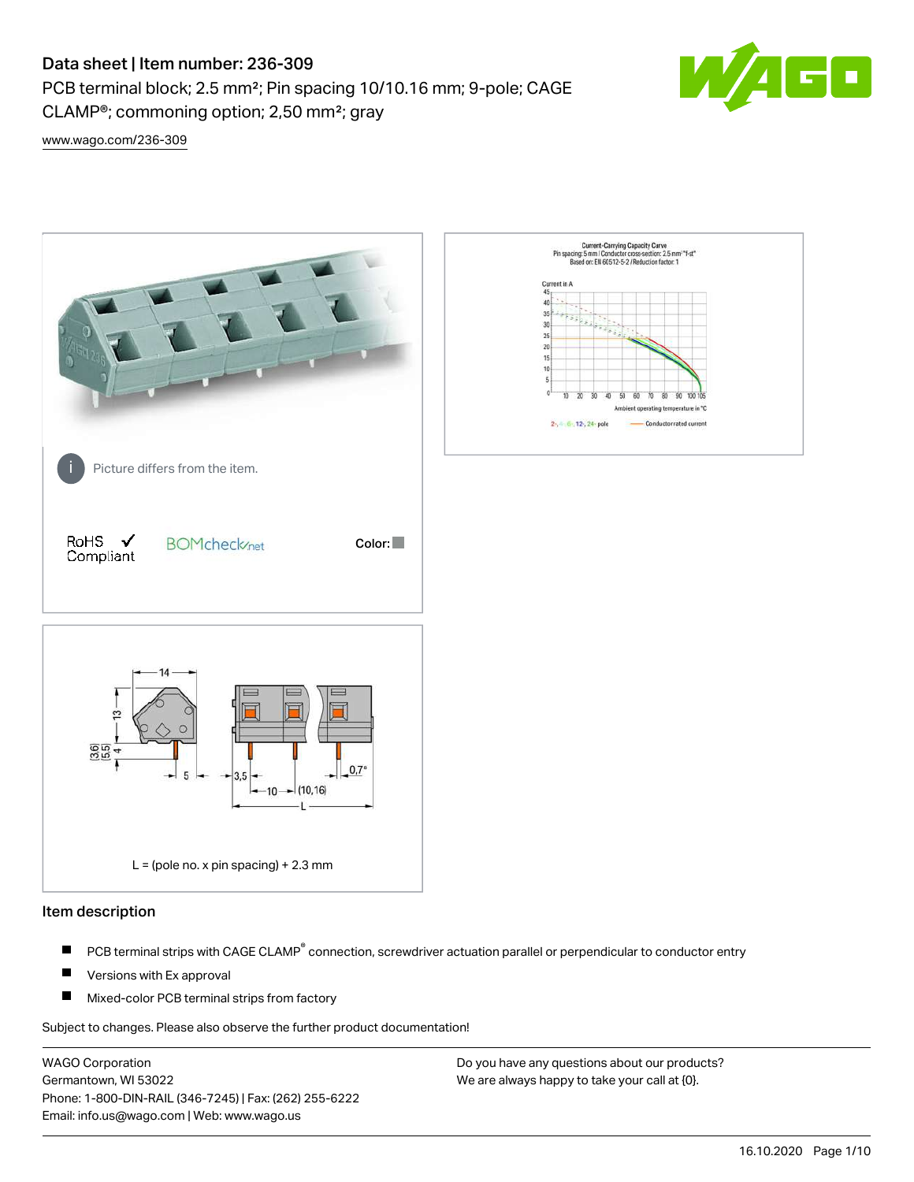# Data sheet | Item number: 236-309

PCB terminal block; 2.5 mm²; Pin spacing 10/10.16 mm; 9-pole; CAGE CLAMP®; commoning option; 2,50 mm²; gray

www.wago.com/236-309

Picture differs from the item.

RoHS ✓ Compliant

BOMcheck.net

Color:

Current-Carrying Capacity Curve
Pin spacing: 5 mm / Conductor cross-section: 2.5 mm² "f-st"
Based on: EN 60512-5-2 / Reduction factor: 1

Current in A

45
40
35
30
25
20
15
10
5
0

10 20 30 40 50 60 70 80 90 100 105

Ambient operating temperature in °C

2-, 4-, 6-, 12-, 24- pole

Conductor rated current

14
13
(36)
(5,5)
4
5
3,5
10
(10,16)
0,7°
L

L = (pole no. x pin spacing) + 2.3 mm

## Item description

- PCB terminal strips with CAGE CLAMP® connection, screwdriver actuation parallel or perpendicular to conductor entry
- Versions with Ex approval
- Mixed-color PCB terminal strips from factory

Subject to changes. Please also observe the further product documentation!

WAGO Corporation
Germantown, WI 53022
Phone: 1-800-DIN-RAIL (346-7245) | Fax: (262) 255-6222
Email: info.us@wago.com | Web: www.wago.us

Do you have any questions about our products?
We are always happy to take your call at {0}.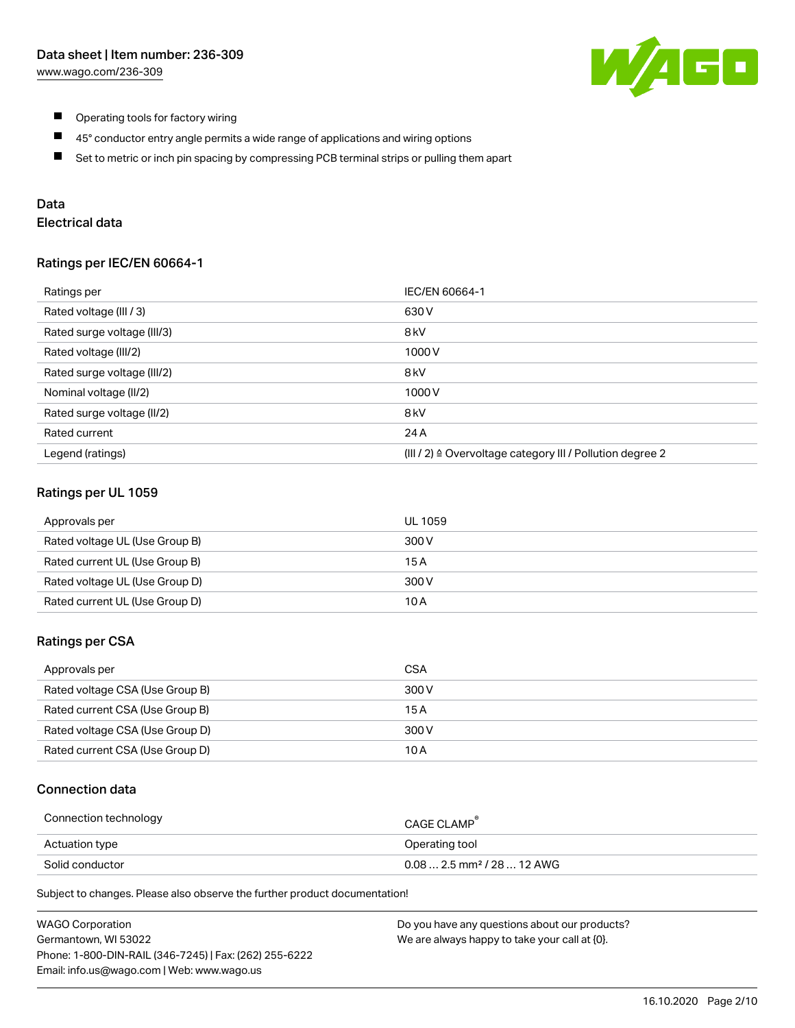- Operating tools for factory wiring
- 45° conductor entry angle permits a wide range of applications and wiring options
- Set to metric or inch pin spacing by compressing PCB terminal strips or pulling them apart

## Data

### Electrical data

#### Ratings per IEC/EN 60664-1

| | |
|---|---|
| Ratings per | IEC/EN 60664-1 |
| Rated voltage (III / 3) | 630 V |
| Rated surge voltage (III/3) | 8 kV |
| Rated voltage (III/2) | 1000 V |
| Rated surge voltage (III/2) | 8 kV |
| Nominal voltage (II/2) | 1000 V |
| Rated surge voltage (II/2) | 8 kV |
| Rated current | 24 A |
| Legend (ratings) | (III / 2) ≙ Overvoltage category III / Pollution degree 2 |

#### Ratings per UL 1059

| | |
|---|---|
| Approvals per | UL 1059 |
| Rated voltage UL (Use Group B) | 300 V |
| Rated current UL (Use Group B) | 15 A |
| Rated voltage UL (Use Group D) | 300 V |
| Rated current UL (Use Group D) | 10 A |

#### Ratings per CSA

| | |
|---|---|
| Approvals per | CSA |
| Rated voltage CSA (Use Group B) | 300 V |
| Rated current CSA (Use Group B) | 15 A |
| Rated voltage CSA (Use Group D) | 300 V |
| Rated current CSA (Use Group D) | 10 A |

### Connection data

| | |
|---|---|
| Connection technology | CAGE CLAMP® |
| Actuation type | Operating tool |
| Solid conductor | 0.08 … 2.5 mm² / 28 … 12 AWG |

Subject to changes. Please also observe the further product documentation!

WAGO Corporation
Germantown, WI 53022
Phone: 1-800-DIN-RAIL (346-7245) | Fax: (262) 255-6222
Email: info.us@wago.com | Web: www.wago.us

Do you have any questions about our products?
We are always happy to take your call at {0}.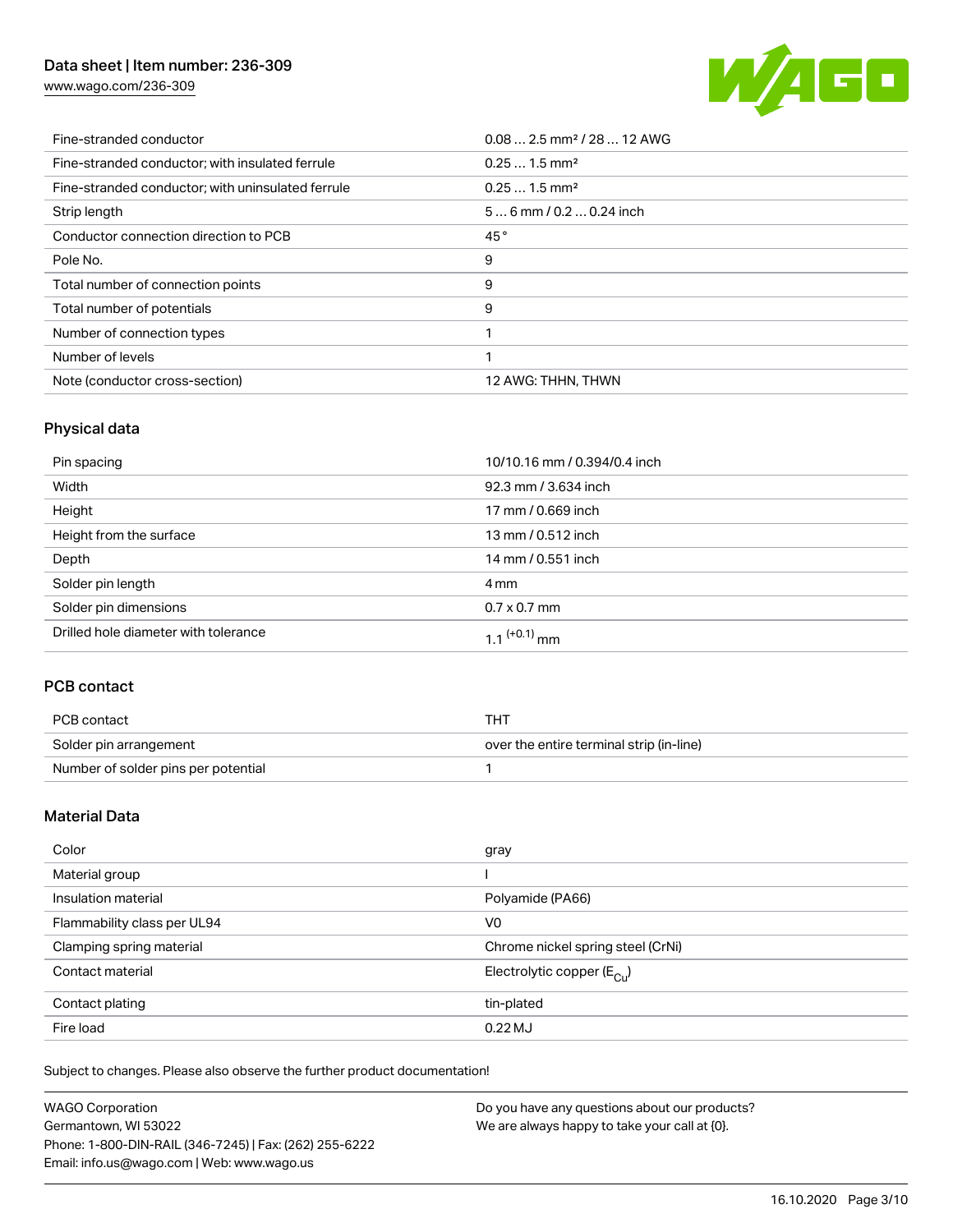| | |
|---|---|
| Fine-stranded conductor | 0.08 … 2.5 mm² / 28 … 12 AWG |
| Fine-stranded conductor; with insulated ferrule | 0.25 … 1.5 mm² |
| Fine-stranded conductor; with uninsulated ferrule | 0.25 … 1.5 mm² |
| Strip length | 5 … 6 mm / 0.2 … 0.24 inch |
| Conductor connection direction to PCB | 45 ° |
| Pole No. | 9 |
| Total number of connection points | 9 |
| Total number of potentials | 9 |
| Number of connection types | 1 |
| Number of levels | 1 |
| Note (conductor cross-section) | 12 AWG: THHN, THWN |

## Physical data

| | |
|---|---|
| Pin spacing | 10/10.16 mm / 0.394/0.4 inch |
| Width | 92.3 mm / 3.634 inch |
| Height | 17 mm / 0.669 inch |
| Height from the surface | 13 mm / 0.512 inch |
| Depth | 14 mm / 0.551 inch |
| Solder pin length | 4 mm |
| Solder pin dimensions | 0.7 x 0.7 mm |
| Drilled hole diameter with tolerance | $1.1^{(+0.1)}$ mm |

## PCB contact

| | |
|---|---|
| PCB contact | THT |
| Solder pin arrangement | over the entire terminal strip (in-line) |
| Number of solder pins per potential | 1 |

## Material Data

| | |
|---|---|
| Color | gray |
| Material group | I |
| Insulation material | Polyamide (PA66) |
| Flammability class per UL94 | V0 |
| Clamping spring material | Chrome nickel spring steel (CrNi) |
| Contact material | Electrolytic copper ($E_{Cu}$) |
| Contact plating | tin-plated |
| Fire load | 0.22 MJ |

Subject to changes. Please also observe the further product documentation!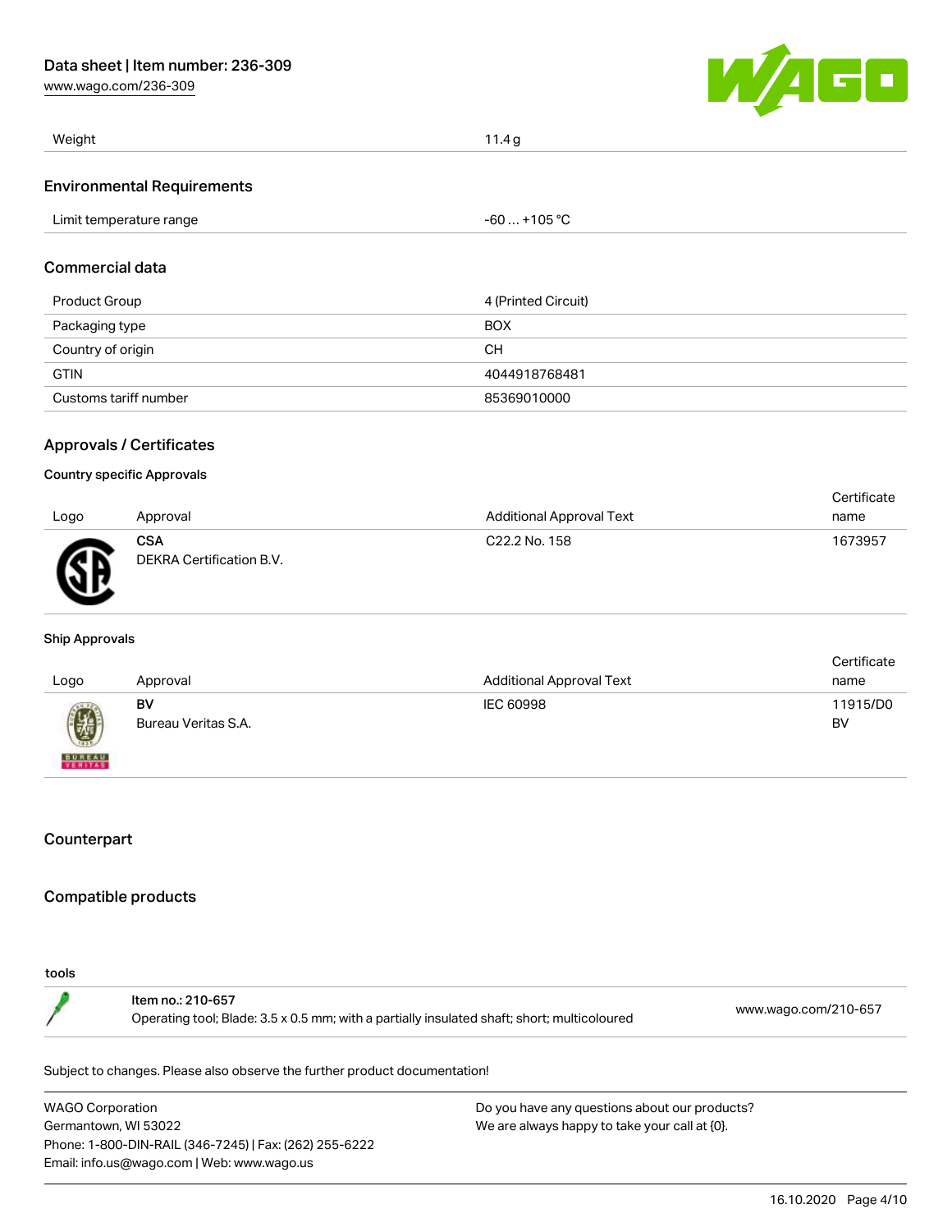| | |
|---|---|
| Weight | 11.4 g |

## Environmental Requirements

| | |
|---|---|
| Limit temperature range | -60 … +105 °C |

## Commercial data

| | |
|---|---|
| Product Group | 4 (Printed Circuit) |
| Packaging type | BOX |
| Country of origin | CH |
| GTIN | 4044918768481 |
| Customs tariff number | 85369010000 |

## Approvals / Certificates

### Country specific Approvals

| Logo | Approval | Additional Approval Text | Certificate name |
|---|---|---|---|
| | **CSA**<br>DEKRA Certification B.V. | C22.2 No. 158 | 1673957 |

### Ship Approvals

| Logo | Approval | Additional Approval Text | Certificate name |
|---|---|---|---|
| | **BV**<br>Bureau Veritas S.A. | IEC 60998 | 11915/D0 BV |

## Counterpart

## Compatible products

tools

| | | |
|---|---|---|
| | Item no.: 210-657<br>Operating tool; Blade: 3.5 x 0.5 mm; with a partially insulated shaft; short; multicoloured | www.wago.com/210-657 |

Subject to changes. Please also observe the further product documentation!

WAGO Corporation
Germantown, WI 53022
Phone: 1-800-DIN-RAIL (346-7245) | Fax: (262) 255-6222
Email: info.us@wago.com | Web: www.wago.us

Do you have any questions about our products?
We are always happy to take your call at {0}.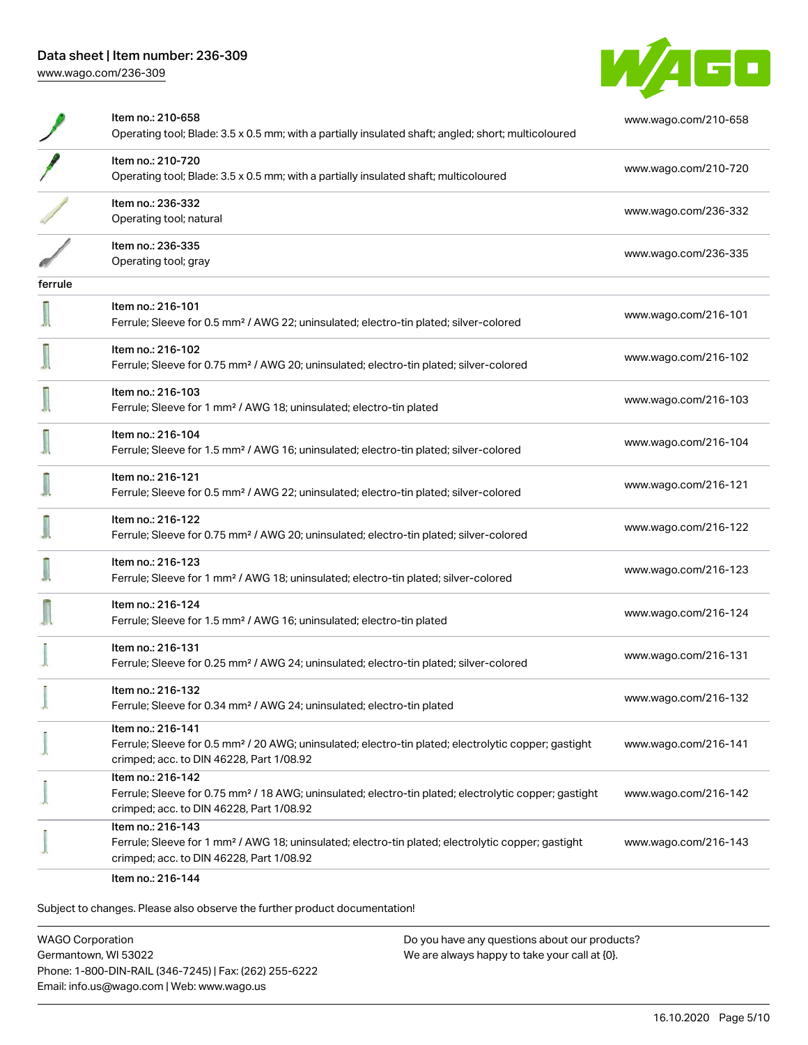| | | |
|---|---|---|
| | Item no.: 210-658<br>Operating tool; Blade: 3.5 x 0.5 mm; with a partially insulated shaft; angled; short; multicoloured | www.wago.com/210-658 |
| | Item no.: 210-720<br>Operating tool; Blade: 3.5 x 0.5 mm; with a partially insulated shaft; multicoloured | www.wago.com/210-720 |
| | Item no.: 236-332<br>Operating tool; natural | www.wago.com/236-332 |
| | Item no.: 236-335<br>Operating tool; gray | www.wago.com/236-335 |
| ferrule | | |
| | Item no.: 216-101<br>Ferrule; Sleeve for 0.5 mm² / AWG 22; uninsulated; electro-tin plated; silver-colored | www.wago.com/216-101 |
| | Item no.: 216-102<br>Ferrule; Sleeve for 0.75 mm² / AWG 20; uninsulated; electro-tin plated; silver-colored | www.wago.com/216-102 |
| | Item no.: 216-103<br>Ferrule; Sleeve for 1 mm² / AWG 18; uninsulated; electro-tin plated | www.wago.com/216-103 |
| | Item no.: 216-104<br>Ferrule; Sleeve for 1.5 mm² / AWG 16; uninsulated; electro-tin plated; silver-colored | www.wago.com/216-104 |
| | Item no.: 216-121<br>Ferrule; Sleeve for 0.5 mm² / AWG 22; uninsulated; electro-tin plated; silver-colored | www.wago.com/216-121 |
| | Item no.: 216-122<br>Ferrule; Sleeve for 0.75 mm² / AWG 20; uninsulated; electro-tin plated; silver-colored | www.wago.com/216-122 |
| | Item no.: 216-123<br>Ferrule; Sleeve for 1 mm² / AWG 18; uninsulated; electro-tin plated; silver-colored | www.wago.com/216-123 |
| | Item no.: 216-124<br>Ferrule; Sleeve for 1.5 mm² / AWG 16; uninsulated; electro-tin plated | www.wago.com/216-124 |
| | Item no.: 216-131<br>Ferrule; Sleeve for 0.25 mm² / AWG 24; uninsulated; electro-tin plated; silver-colored | www.wago.com/216-131 |
| | Item no.: 216-132<br>Ferrule; Sleeve for 0.34 mm² / AWG 24; uninsulated; electro-tin plated | www.wago.com/216-132 |
| | Item no.: 216-141<br>Ferrule; Sleeve for 0.5 mm² / 20 AWG; uninsulated; electro-tin plated; electrolytic copper; gastight crimped; acc. to DIN 46228, Part 1/08.92 | www.wago.com/216-141 |
| | Item no.: 216-142<br>Ferrule; Sleeve for 0.75 mm² / 18 AWG; uninsulated; electro-tin plated; electrolytic copper; gastight crimped; acc. to DIN 46228, Part 1/08.92 | www.wago.com/216-142 |
| | Item no.: 216-143<br>Ferrule; Sleeve for 1 mm² / AWG 18; uninsulated; electro-tin plated; electrolytic copper; gastight crimped; acc. to DIN 46228, Part 1/08.92 | www.wago.com/216-143 |
| | Item no.: 216-144 | |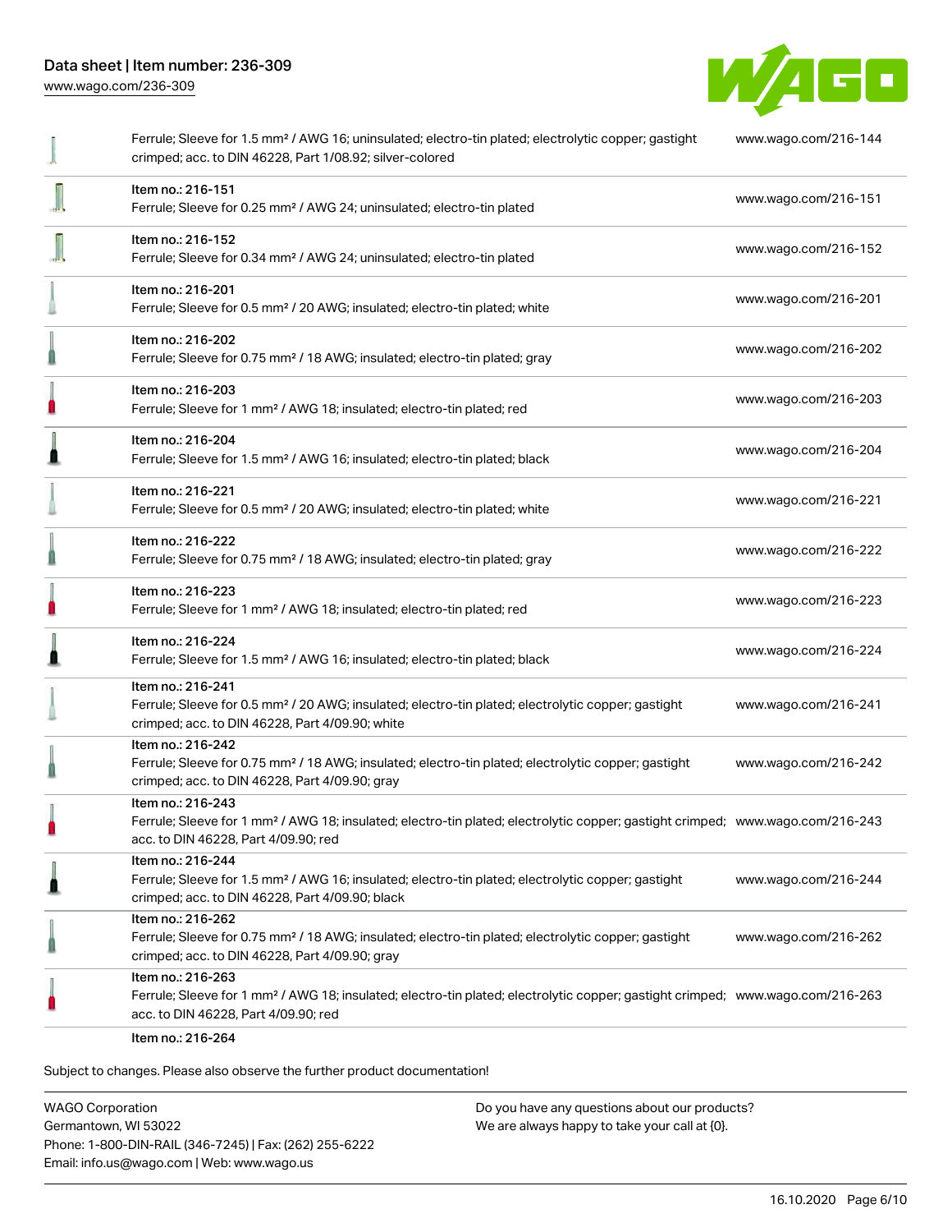| | | |
|---|---|---|
| | Ferrule; Sleeve for 1.5 mm² / AWG 16; uninsulated; electro-tin plated; electrolytic copper; gastight crimped; acc. to DIN 46228, Part 1/08.92; silver-colored | www.wago.com/216-144 |
| | Item no.: 216-151<br>Ferrule; Sleeve for 0.25 mm² / AWG 24; uninsulated; electro-tin plated | www.wago.com/216-151 |
| | Item no.: 216-152<br>Ferrule; Sleeve for 0.34 mm² / AWG 24; uninsulated; electro-tin plated | www.wago.com/216-152 |
| | Item no.: 216-201<br>Ferrule; Sleeve for 0.5 mm² / 20 AWG; insulated; electro-tin plated; white | www.wago.com/216-201 |
| | Item no.: 216-202<br>Ferrule; Sleeve for 0.75 mm² / 18 AWG; insulated; electro-tin plated; gray | www.wago.com/216-202 |
| | Item no.: 216-203<br>Ferrule; Sleeve for 1 mm² / AWG 18; insulated; electro-tin plated; red | www.wago.com/216-203 |
| | Item no.: 216-204<br>Ferrule; Sleeve for 1.5 mm² / AWG 16; insulated; electro-tin plated; black | www.wago.com/216-204 |
| | Item no.: 216-221<br>Ferrule; Sleeve for 0.5 mm² / 20 AWG; insulated; electro-tin plated; white | www.wago.com/216-221 |
| | Item no.: 216-222<br>Ferrule; Sleeve for 0.75 mm² / 18 AWG; insulated; electro-tin plated; gray | www.wago.com/216-222 |
| | Item no.: 216-223<br>Ferrule; Sleeve for 1 mm² / AWG 18; insulated; electro-tin plated; red | www.wago.com/216-223 |
| | Item no.: 216-224<br>Ferrule; Sleeve for 1.5 mm² / AWG 16; insulated; electro-tin plated; black | www.wago.com/216-224 |
| | Item no.: 216-241<br>Ferrule; Sleeve for 0.5 mm² / 20 AWG; insulated; electro-tin plated; electrolytic copper; gastight crimped; acc. to DIN 46228, Part 4/09.90; white | www.wago.com/216-241 |
| | Item no.: 216-242<br>Ferrule; Sleeve for 0.75 mm² / 18 AWG; insulated; electro-tin plated; electrolytic copper; gastight crimped; acc. to DIN 46228, Part 4/09.90; gray | www.wago.com/216-242 |
| | Item no.: 216-243<br>Ferrule; Sleeve for 1 mm² / AWG 18; insulated; electro-tin plated; electrolytic copper; gastight crimped; acc. to DIN 46228, Part 4/09.90; red | www.wago.com/216-243 |
| | Item no.: 216-244<br>Ferrule; Sleeve for 1.5 mm² / AWG 16; insulated; electro-tin plated; electrolytic copper; gastight crimped; acc. to DIN 46228, Part 4/09.90; black | www.wago.com/216-244 |
| | Item no.: 216-262<br>Ferrule; Sleeve for 0.75 mm² / 18 AWG; insulated; electro-tin plated; electrolytic copper; gastight crimped; acc. to DIN 46228, Part 4/09.90; gray | www.wago.com/216-262 |
| | Item no.: 216-263<br>Ferrule; Sleeve for 1 mm² / AWG 18; insulated; electro-tin plated; electrolytic copper; gastight crimped; acc. to DIN 46228, Part 4/09.90; red | www.wago.com/216-263 |
| | Item no.: 216-264 | |

Subject to changes. Please also observe the further product documentation!

WAGO Corporation
Germantown, WI 53022
Phone: 1-800-DIN-RAIL (346-7245) | Fax: (262) 255-6222
Email: info.us@wago.com | Web: www.wago.us

Do you have any questions about our products?
We are always happy to take your call at {0}.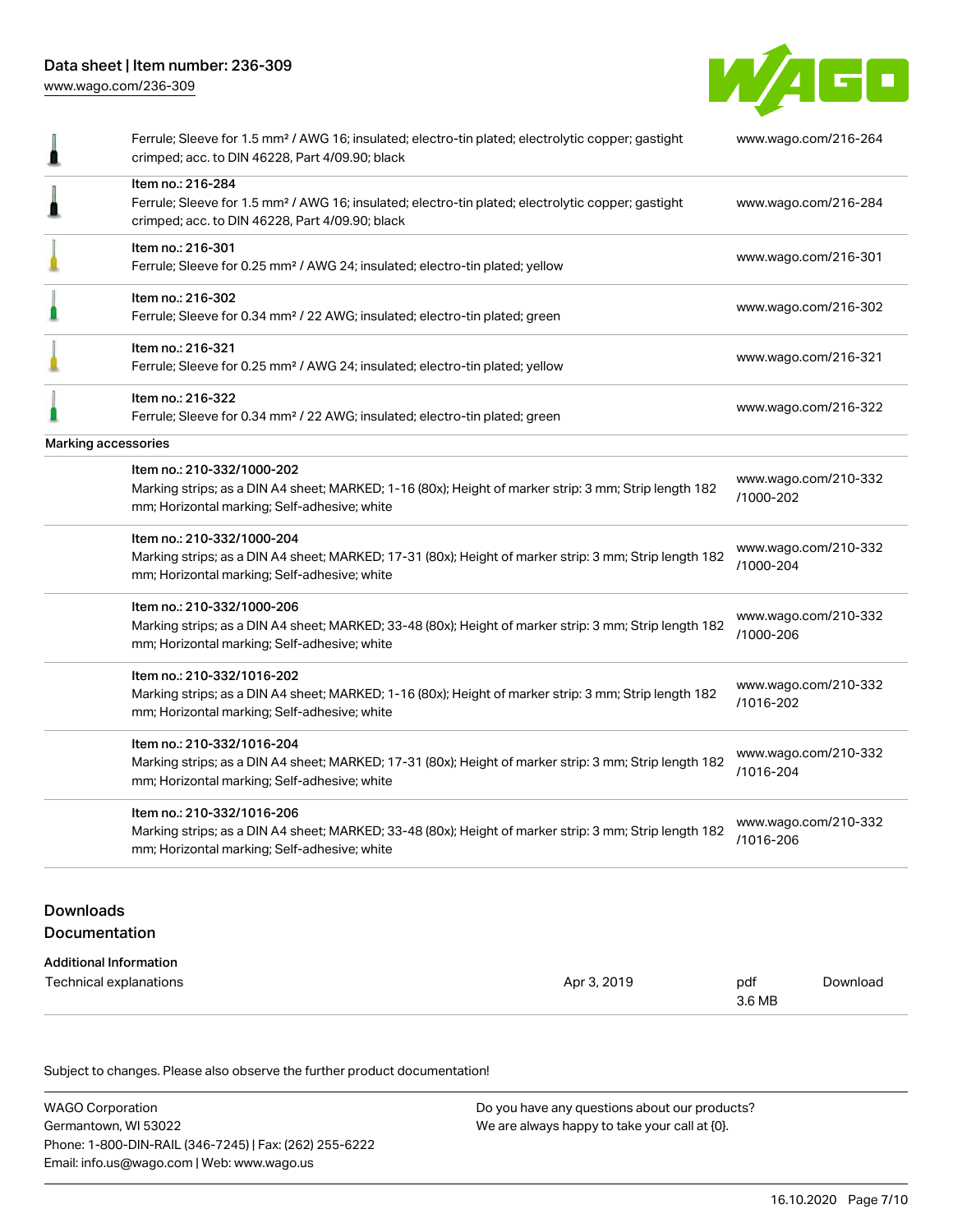| | | |
|---|---|---|
| | Ferrule; Sleeve for 1.5 mm² / AWG 16; insulated; electro-tin plated; electrolytic copper; gastight crimped; acc. to DIN 46228, Part 4/09.90; black | www.wago.com/216-264 |
| | Item no.: 216-284<br>Ferrule; Sleeve for 1.5 mm² / AWG 16; insulated; electro-tin plated; electrolytic copper; gastight crimped; acc. to DIN 46228, Part 4/09.90; black | www.wago.com/216-284 |
| | Item no.: 216-301<br>Ferrule; Sleeve for 0.25 mm² / AWG 24; insulated; electro-tin plated; yellow | www.wago.com/216-301 |
| | Item no.: 216-302<br>Ferrule; Sleeve for 0.34 mm² / 22 AWG; insulated; electro-tin plated; green | www.wago.com/216-302 |
| | Item no.: 216-321<br>Ferrule; Sleeve for 0.25 mm² / AWG 24; insulated; electro-tin plated; yellow | www.wago.com/216-321 |
| | Item no.: 216-322<br>Ferrule; Sleeve for 0.34 mm² / 22 AWG; insulated; electro-tin plated; green | www.wago.com/216-322 |
| Marking accessories | | |
| | Item no.: 210-332/1000-202<br>Marking strips; as a DIN A4 sheet; MARKED; 1-16 (80x); Height of marker strip: 3 mm; Strip length 182 mm; Horizontal marking; Self-adhesive; white | www.wago.com/210-332/1000-202 |
| | Item no.: 210-332/1000-204<br>Marking strips; as a DIN A4 sheet; MARKED; 17-31 (80x); Height of marker strip: 3 mm; Strip length 182 mm; Horizontal marking; Self-adhesive; white | www.wago.com/210-332/1000-204 |
| | Item no.: 210-332/1000-206<br>Marking strips; as a DIN A4 sheet; MARKED; 33-48 (80x); Height of marker strip: 3 mm; Strip length 182 mm; Horizontal marking; Self-adhesive; white | www.wago.com/210-332/1000-206 |
| | Item no.: 210-332/1016-202<br>Marking strips; as a DIN A4 sheet; MARKED; 1-16 (80x); Height of marker strip: 3 mm; Strip length 182 mm; Horizontal marking; Self-adhesive; white | www.wago.com/210-332/1016-202 |
| | Item no.: 210-332/1016-204<br>Marking strips; as a DIN A4 sheet; MARKED; 17-31 (80x); Height of marker strip: 3 mm; Strip length 182 mm; Horizontal marking; Self-adhesive; white | www.wago.com/210-332/1016-204 |
| | Item no.: 210-332/1016-206<br>Marking strips; as a DIN A4 sheet; MARKED; 33-48 (80x); Height of marker strip: 3 mm; Strip length 182 mm; Horizontal marking; Self-adhesive; white | www.wago.com/210-332/1016-206 |

## Downloads

### Documentation

**Additional Information**

| | | | |
|---|---|---|---|
| Technical explanations | Apr 3, 2019 | pdf<br>3.6 MB | Download |

Subject to changes. Please also observe the further product documentation!

WAGO Corporation
Germantown, WI 53022
Phone: 1-800-DIN-RAIL (346-7245) | Fax: (262) 255-6222
Email: info.us@wago.com | Web: www.wago.us

Do you have any questions about our products?
We are always happy to take your call at {0}.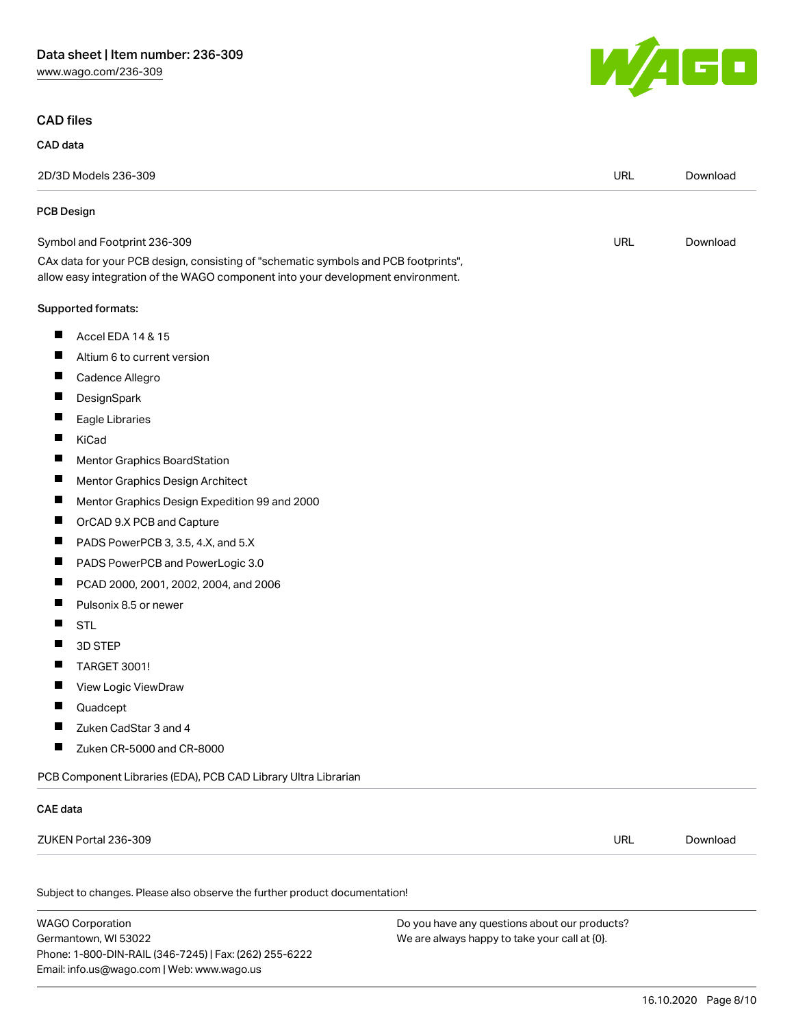## CAD files

### CAD data

| | | |
|---|---|---|
| 2D/3D Models 236-309 | URL | Download |

### PCB Design

| | | |
|---|---|---|
| Symbol and Footprint 236-309 | URL | Download |

CAx data for your PCB design, consisting of "schematic symbols and PCB footprints", allow easy integration of the WAGO component into your development environment.

Supported formats:

- Accel EDA 14 & 15
- Altium 6 to current version
- Cadence Allegro
- DesignSpark
- Eagle Libraries
- KiCad
- Mentor Graphics BoardStation
- Mentor Graphics Design Architect
- Mentor Graphics Design Expedition 99 and 2000
- OrCAD 9.X PCB and Capture
- PADS PowerPCB 3, 3.5, 4.X, and 5.X
- PADS PowerPCB and PowerLogic 3.0
- PCAD 2000, 2001, 2002, 2004, and 2006
- Pulsonix 8.5 or newer
- STL
- 3D STEP
- TARGET 3001!
- View Logic ViewDraw
- Quadcept
- Zuken CadStar 3 and 4
- Zuken CR-5000 and CR-8000

PCB Component Libraries (EDA), PCB CAD Library Ultra Librarian

### CAE data

| | | |
|---|---|---|
| ZUKEN Portal 236-309 | URL | Download |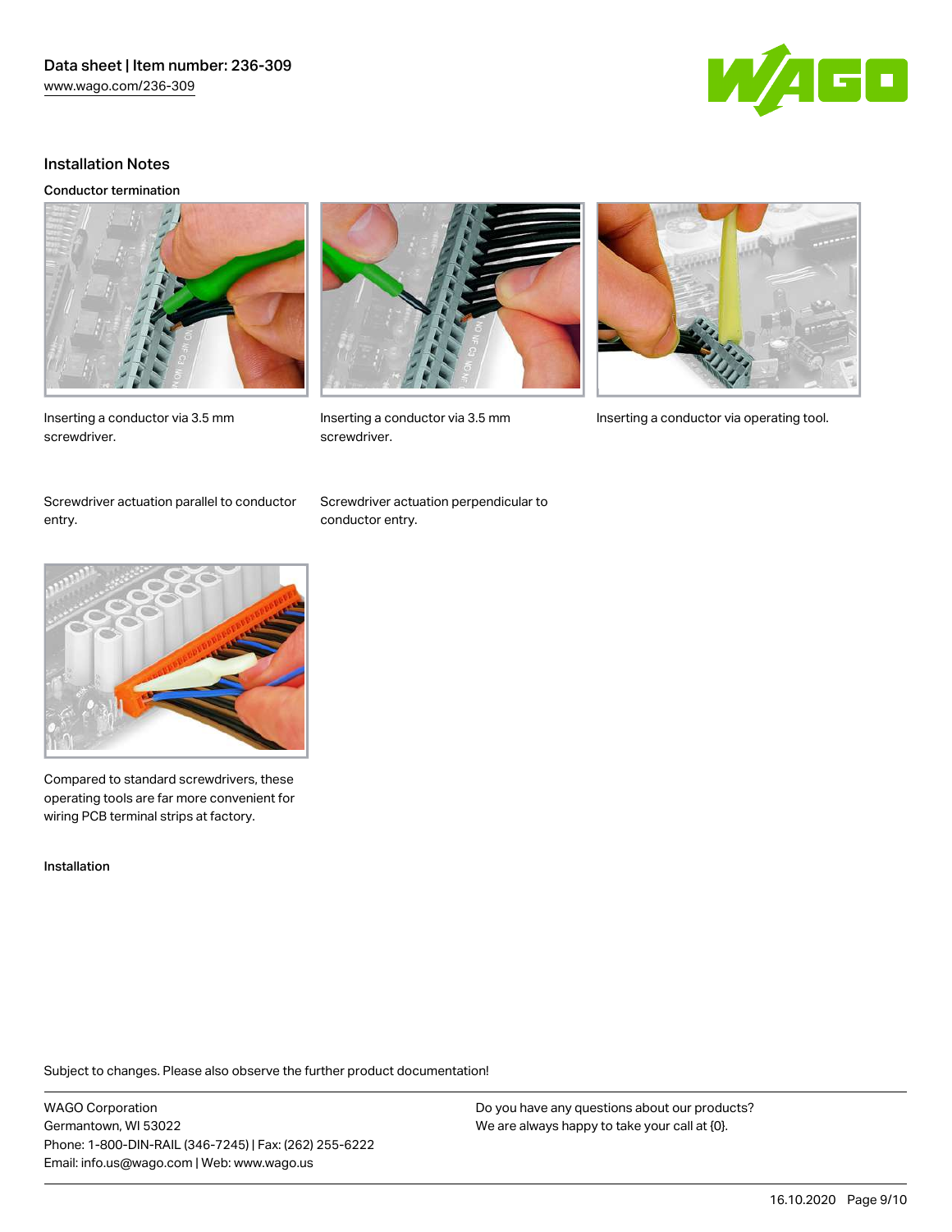## Installation Notes

### Conductor termination

Inserting a conductor via 3.5 mm screwdriver.

Inserting a conductor via 3.5 mm screwdriver.

Inserting a conductor via operating tool.

Screwdriver actuation parallel to conductor entry.

Screwdriver actuation perpendicular to conductor entry.

Compared to standard screwdrivers, these operating tools are far more convenient for wiring PCB terminal strips at factory.

### Installation

Subject to changes. Please also observe the further product documentation!

WAGO Corporation
Germantown, WI 53022
Phone: 1-800-DIN-RAIL (346-7245) | Fax: (262) 255-6222
Email: info.us@wago.com | Web: www.wago.us

Do you have any questions about our products?
We are always happy to take your call at {0}.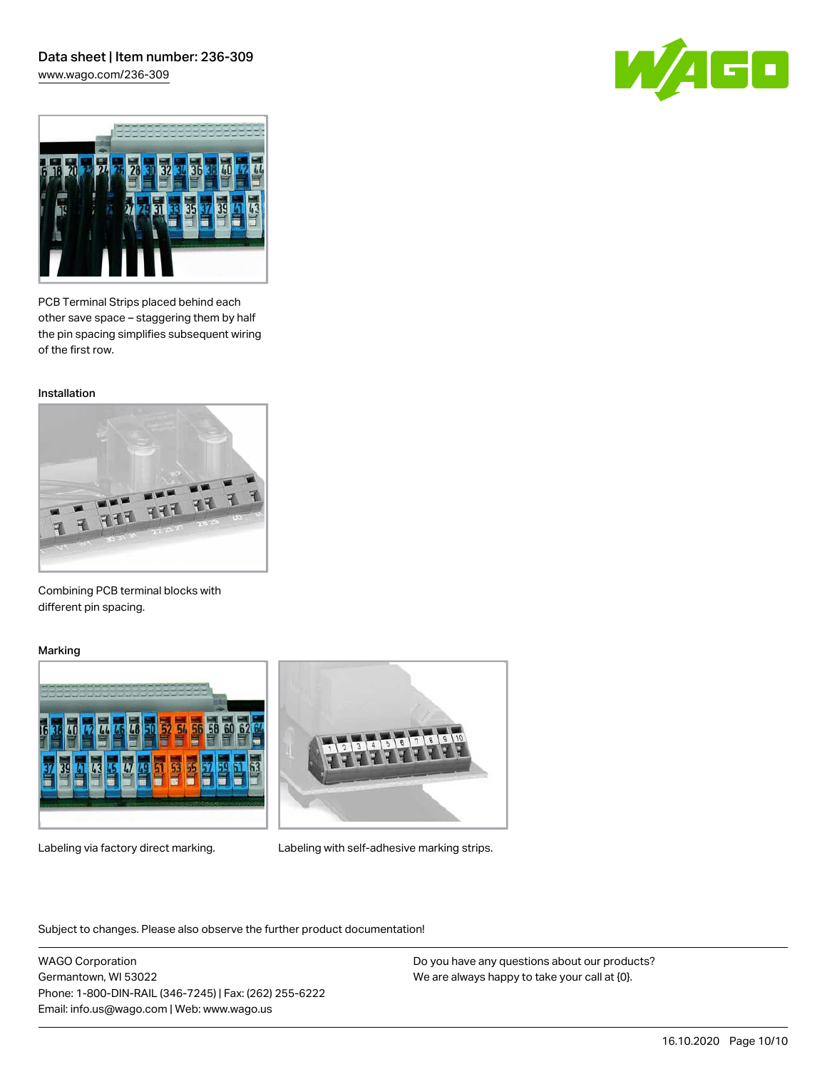PCB Terminal Strips placed behind each other save space – staggering them by half the pin spacing simplifies subsequent wiring of the first row.

### Installation

Combining PCB terminal blocks with different pin spacing.

### Marking

Labeling via factory direct marking.

Labeling with self-adhesive marking strips.

Subject to changes. Please also observe the further product documentation!

WAGO Corporation
Germantown, WI 53022
Phone: 1-800-DIN-RAIL (346-7245) | Fax: (262) 255-6222
Email: info.us@wago.com | Web: www.wago.us

Do you have any questions about our products?
We are always happy to take your call at {0}.